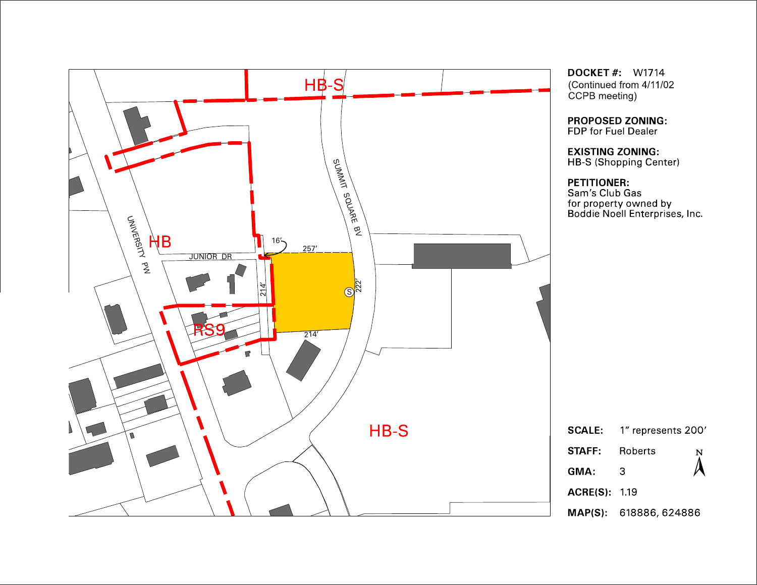**DOCKET #:** W1714
(Continued from 4/11/02 CCPB meeting)

**PROPOSED ZONING:**
FDP for Fuel Dealer

**EXISTING ZONING:**
HB-S (Shopping Center)

**PETITIONER:**
Sam's Club Gas
for property owned by
Boddie Noell Enterprises, Inc.

HB-S

HB

RS9

HB-S

UNIVERSITY PW

JUNIOR DR

SUMMIT SQUARE BV

16'

257'

214'

222'

214'

**SCALE:** 1" represents 200'

**STAFF:** Roberts

**GMA:** 3

**ACRE(S):** 1.19

**MAP(S):** 618886, 624886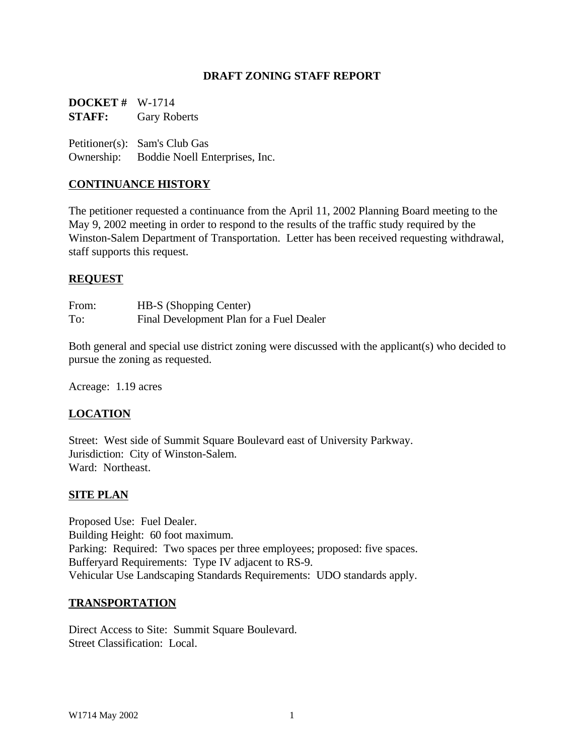**DRAFT ZONING STAFF REPORT**

**DOCKET #** W-1714
**STAFF:** Gary Roberts

Petitioner(s): Sam's Club Gas
Ownership: Boddie Noell Enterprises, Inc.

## CONTINUANCE HISTORY

The petitioner requested a continuance from the April 11, 2002 Planning Board meeting to the May 9, 2002 meeting in order to respond to the results of the traffic study required by the Winston-Salem Department of Transportation. Letter has been received requesting withdrawal, staff supports this request.

## REQUEST

From: HB-S (Shopping Center)
To: Final Development Plan for a Fuel Dealer

Both general and special use district zoning were discussed with the applicant(s) who decided to pursue the zoning as requested.

Acreage: 1.19 acres

## LOCATION

Street: West side of Summit Square Boulevard east of University Parkway.
Jurisdiction: City of Winston-Salem.
Ward: Northeast.

## SITE PLAN

Proposed Use: Fuel Dealer.
Building Height: 60 foot maximum.
Parking: Required: Two spaces per three employees; proposed: five spaces.
Bufferyard Requirements: Type IV adjacent to RS-9.
Vehicular Use Landscaping Standards Requirements: UDO standards apply.

## TRANSPORTATION

Direct Access to Site: Summit Square Boulevard.
Street Classification: Local.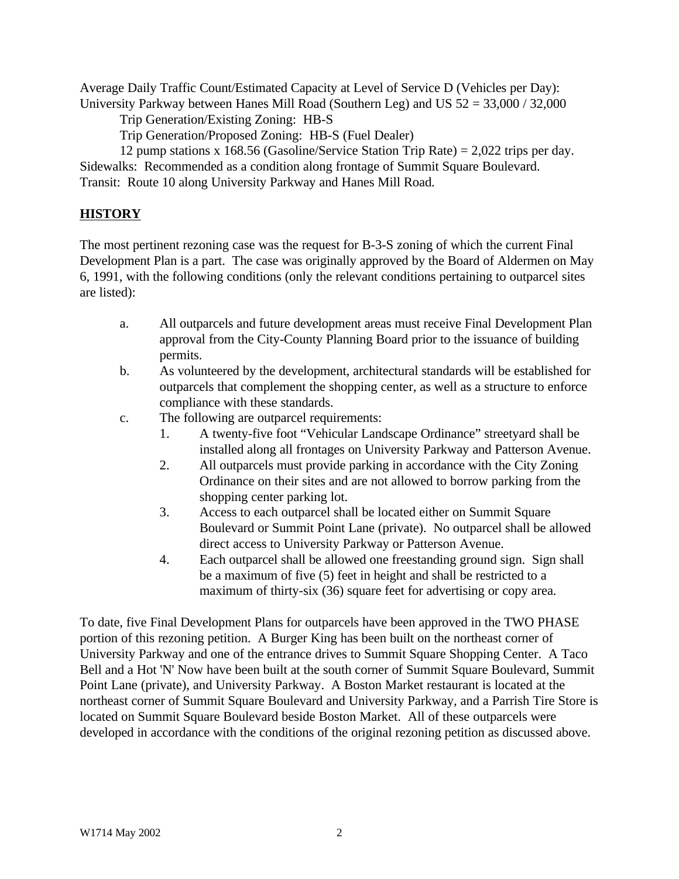Average Daily Traffic Count/Estimated Capacity at Level of Service D (Vehicles per Day):
University Parkway between Hanes Mill Road (Southern Leg) and US 52 = 33,000 / 32,000

Trip Generation/Existing Zoning: HB-S

Trip Generation/Proposed Zoning: HB-S (Fuel Dealer)

12 pump stations x 168.56 (Gasoline/Service Station Trip Rate) = 2,022 trips per day.

Sidewalks: Recommended as a condition along frontage of Summit Square Boulevard.
Transit: Route 10 along University Parkway and Hanes Mill Road.

## HISTORY

The most pertinent rezoning case was the request for B-3-S zoning of which the current Final Development Plan is a part. The case was originally approved by the Board of Aldermen on May 6, 1991, with the following conditions (only the relevant conditions pertaining to outparcel sites are listed):

a. All outparcels and future development areas must receive Final Development Plan approval from the City-County Planning Board prior to the issuance of building permits.

b. As volunteered by the development, architectural standards will be established for outparcels that complement the shopping center, as well as a structure to enforce compliance with these standards.

c. The following are outparcel requirements:
   1. A twenty-five foot “Vehicular Landscape Ordinance” streetyard shall be installed along all frontages on University Parkway and Patterson Avenue.
   2. All outparcels must provide parking in accordance with the City Zoning Ordinance on their sites and are not allowed to borrow parking from the shopping center parking lot.
   3. Access to each outparcel shall be located either on Summit Square Boulevard or Summit Point Lane (private). No outparcel shall be allowed direct access to University Parkway or Patterson Avenue.
   4. Each outparcel shall be allowed one freestanding ground sign. Sign shall be a maximum of five (5) feet in height and shall be restricted to a maximum of thirty-six (36) square feet for advertising or copy area.

To date, five Final Development Plans for outparcels have been approved in the TWO PHASE portion of this rezoning petition. A Burger King has been built on the northeast corner of University Parkway and one of the entrance drives to Summit Square Shopping Center. A Taco Bell and a Hot 'N' Now have been built at the south corner of Summit Square Boulevard, Summit Point Lane (private), and University Parkway. A Boston Market restaurant is located at the northeast corner of Summit Square Boulevard and University Parkway, and a Parrish Tire Store is located on Summit Square Boulevard beside Boston Market. All of these outparcels were developed in accordance with the conditions of the original rezoning petition as discussed above.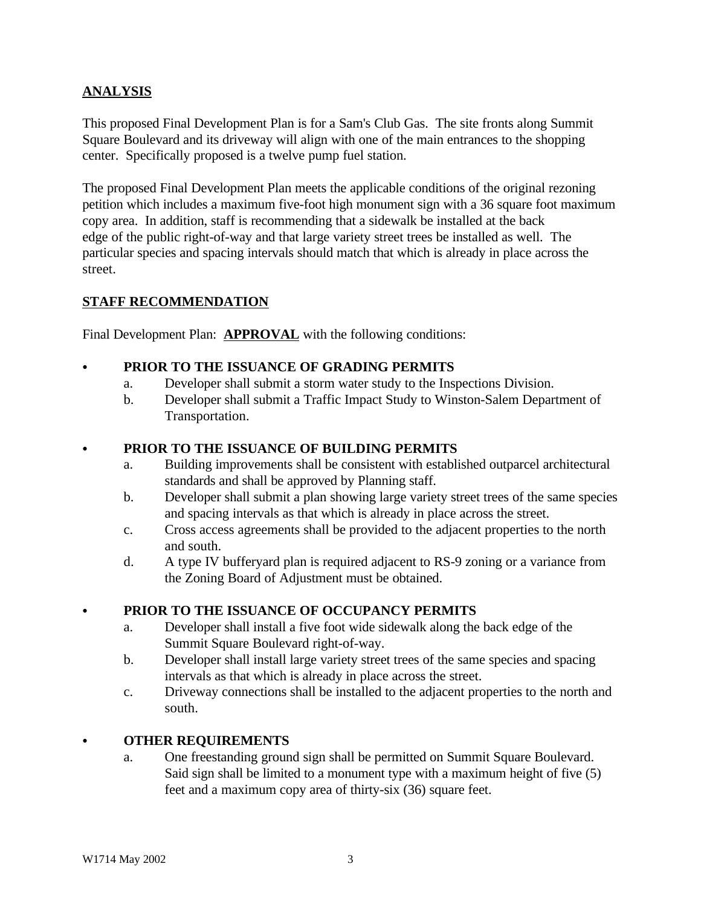## ANALYSIS

This proposed Final Development Plan is for a Sam's Club Gas. The site fronts along Summit Square Boulevard and its driveway will align with one of the main entrances to the shopping center. Specifically proposed is a twelve pump fuel station.

The proposed Final Development Plan meets the applicable conditions of the original rezoning petition which includes a maximum five-foot high monument sign with a 36 square foot maximum copy area. In addition, staff is recommending that a sidewalk be installed at the back edge of the public right-of-way and that large variety street trees be installed as well. The particular species and spacing intervals should match that which is already in place across the street.

## STAFF RECOMMENDATION

Final Development Plan: **APPROVAL** with the following conditions:

- **PRIOR TO THE ISSUANCE OF GRADING PERMITS**
  - a. Developer shall submit a storm water study to the Inspections Division.
  - b. Developer shall submit a Traffic Impact Study to Winston-Salem Department of Transportation.

- **PRIOR TO THE ISSUANCE OF BUILDING PERMITS**
  - a. Building improvements shall be consistent with established outparcel architectural standards and shall be approved by Planning staff.
  - b. Developer shall submit a plan showing large variety street trees of the same species and spacing intervals as that which is already in place across the street.
  - c. Cross access agreements shall be provided to the adjacent properties to the north and south.
  - d. A type IV bufferyard plan is required adjacent to RS-9 zoning or a variance from the Zoning Board of Adjustment must be obtained.

- **PRIOR TO THE ISSUANCE OF OCCUPANCY PERMITS**
  - a. Developer shall install a five foot wide sidewalk along the back edge of the Summit Square Boulevard right-of-way.
  - b. Developer shall install large variety street trees of the same species and spacing intervals as that which is already in place across the street.
  - c. Driveway connections shall be installed to the adjacent properties to the north and south.

- **OTHER REQUIREMENTS**
  - a. One freestanding ground sign shall be permitted on Summit Square Boulevard. Said sign shall be limited to a monument type with a maximum height of five (5) feet and a maximum copy area of thirty-six (36) square feet.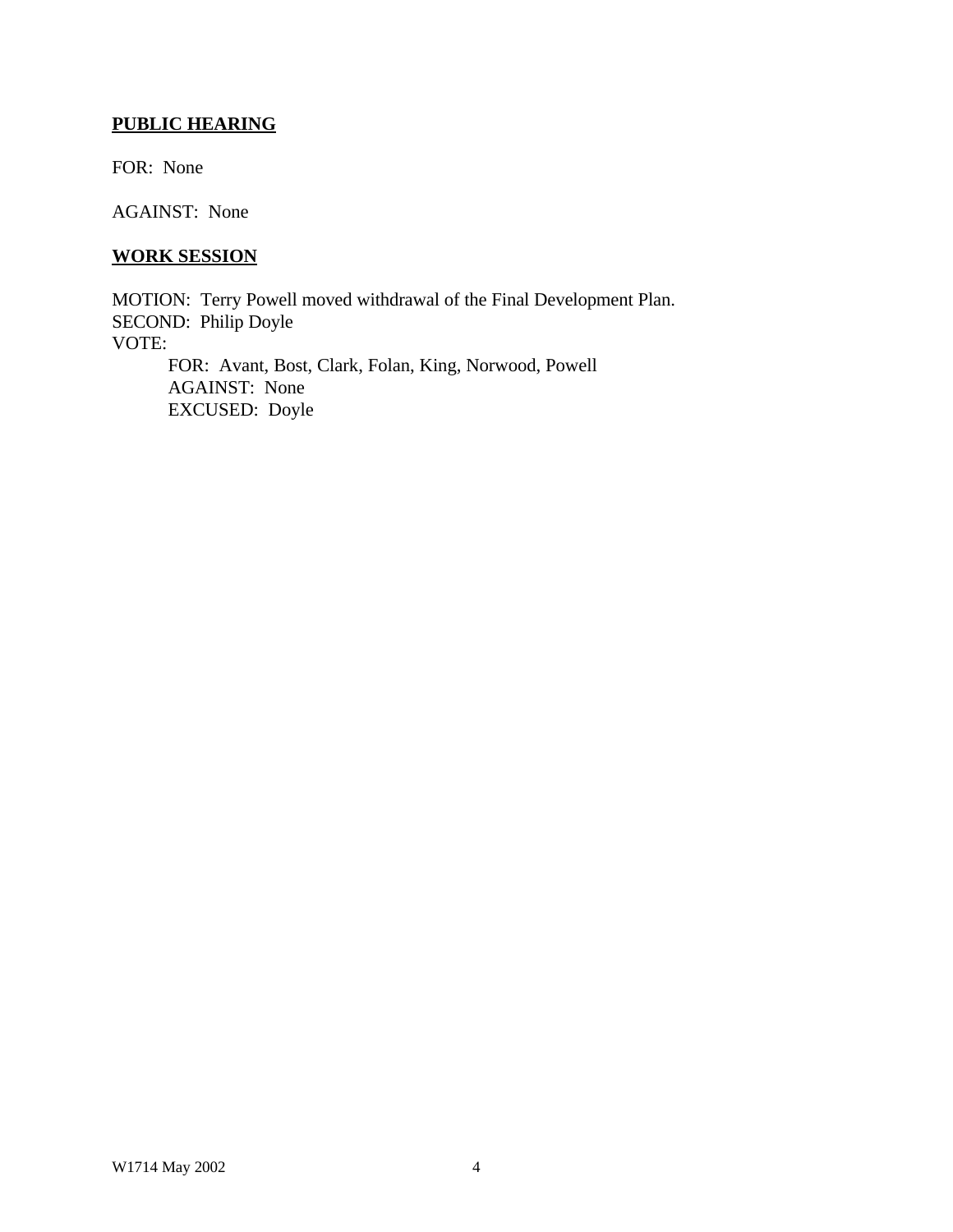**PUBLIC HEARING**

FOR: None

AGAINST: None

**WORK SESSION**

MOTION: Terry Powell moved withdrawal of the Final Development Plan.
SECOND: Philip Doyle
VOTE:

FOR: Avant, Bost, Clark, Folan, King, Norwood, Powell
AGAINST: None
EXCUSED: Doyle